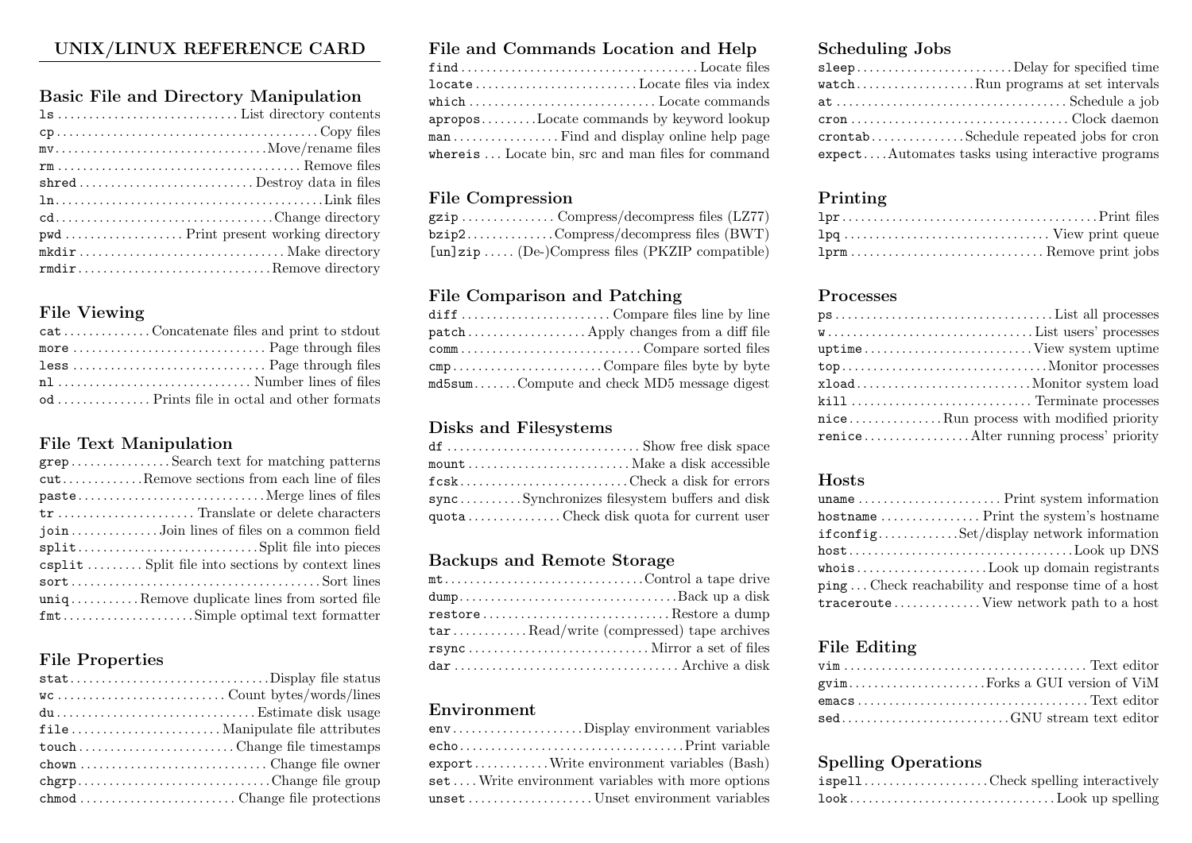# UNIX/LINUX REFERENCE CARD

## Basic File and Directory Manipulation

- `ls` ... List directory contents
- `cp` ... Copy files
- `mv` ... Move/rename files
- `rm` ... Remove files
- `shred` ... Destroy data in files
- `ln` ... Link files
- `cd` ... Change directory
- `pwd` ... Print present working directory
- `mkdir` ... Make directory
- `rmdir` ... Remove directory

## File Viewing

- `cat` ... Concatenate files and print to stdout
- `more` ... Page through files
- `less` ... Page through files
- `nl` ... Number lines of files
- `od` ... Prints file in octal and other formats

## File Text Manipulation

- `grep` ... Search text for matching patterns
- `cut` ... Remove sections from each line of files
- `paste` ... Merge lines of files
- `tr` ... Translate or delete characters
- `join` ... Join lines of files on a common field
- `split` ... Split file into pieces
- `csplit` ... Split file into sections by context lines
- `sort` ... Sort lines
- `uniq` ... Remove duplicate lines from sorted file
- `fmt` ... Simple optimal text formatter

## File Properties

- `stat` ... Display file status
- `wc` ... Count bytes/words/lines
- `du` ... Estimate disk usage
- `file` ... Manipulate file attributes
- `touch` ... Change file timestamps
- `chown` ... Change file owner
- `chgrp` ... Change file group
- `chmod` ... Change file protections

## File and Commands Location and Help

- `find` ... Locate files
- `locate` ... Locate files via index
- `which` ... Locate commands
- `apropos` ... Locate commands by keyword lookup
- `man` ... Find and display online help page
- `whereis` ... Locate bin, src and man files for command

## File Compression

- `gzip` ... Compress/decompress files (LZ77)
- `bzip2` ... Compress/decompress files (BWT)
- `[un]zip` ... (De-)Compress files (PKZIP compatible)

## File Comparison and Patching

- `diff` ... Compare files line by line
- `patch` ... Apply changes from a diff file
- `comm` ... Compare sorted files
- `cmp` ... Compare files byte by byte
- `md5sum` ... Compute and check MD5 message digest

## Disks and Filesystems

- `df` ... Show free disk space
- `mount` ... Make a disk accessible
- `fcsk` ... Check a disk for errors
- `sync` ... Synchronizes filesystem buffers and disk
- `quota` ... Check disk quota for current user

## Backups and Remote Storage

- `mt` ... Control a tape drive
- `dump` ... Back up a disk
- `restore` ... Restore a dump
- `tar` ... Read/write (compressed) tape archives
- `rsync` ... Mirror a set of files
- `dar` ... Archive a disk

## Environment

- `env` ... Display environment variables
- `echo` ... Print variable
- `export` ... Write environment variables (Bash)
- `set` ... Write environment variables with more options
- `unset` ... Unset environment variables

## Scheduling Jobs

- `sleep` ... Delay for specified time
- `watch` ... Run programs at set intervals
- `at` ... Schedule a job
- `cron` ... Clock daemon
- `crontab` ... Schedule repeated jobs for cron
- `expect` ... Automates tasks using interactive programs

## Printing

- `lpr` ... Print files
- `lpq` ... View print queue
- `lprm` ... Remove print jobs

## Processes

- `ps` ... List all processes
- `w` ... List users' processes
- `uptime` ... View system uptime
- `top` ... Monitor processes
- `xload` ... Monitor system load
- `kill` ... Terminate processes
- `nice` ... Run process with modified priority
- `renice` ... Alter running process' priority

## Hosts

- `uname` ... Print system information
- `hostname` ... Print the system's hostname
- `ifconfig` ... Set/display network information
- `host` ... Look up DNS
- `whois` ... Look up domain registrants
- `ping` ... Check reachability and response time of a host
- `traceroute` ... View network path to a host

## File Editing

- `vim` ... Text editor
- `gvim` ... Forks a GUI version of ViM
- `emacs` ... Text editor
- `sed` ... GNU stream text editor

## Spelling Operations

- `ispell` ... Check spelling interactively
- `look` ... Look up spelling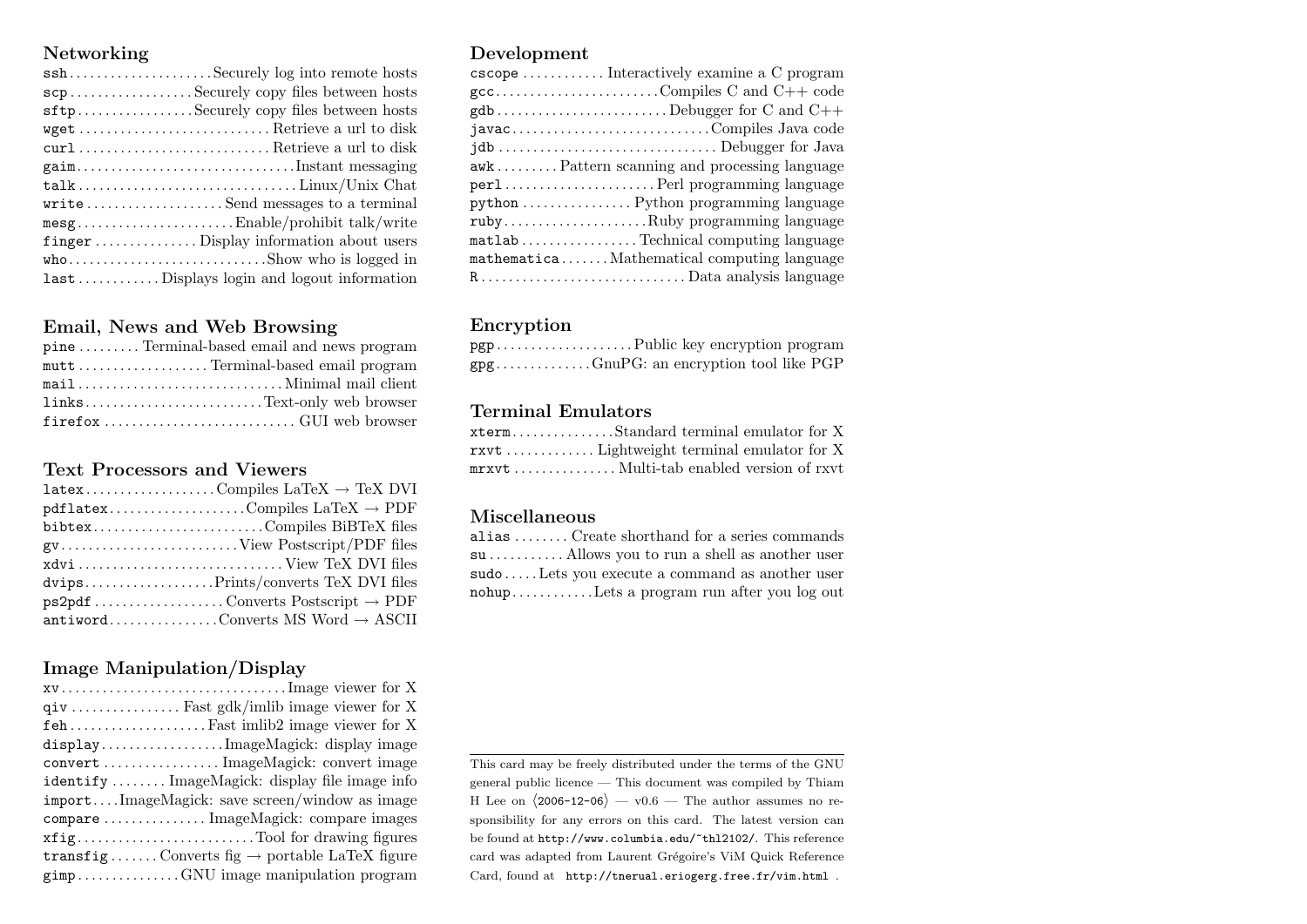## Networking

| | |
|---|---|
| `ssh` | Securely log into remote hosts |
| `scp` | Securely copy files between hosts |
| `sftp` | Securely copy files between hosts |
| `wget` | Retrieve a url to disk |
| `curl` | Retrieve a url to disk |
| `gaim` | Instant messaging |
| `talk` | Linux/Unix Chat |
| `write` | Send messages to a terminal |
| `mesg` | Enable/prohibit talk/write |
| `finger` | Display information about users |
| `who` | Show who is logged in |
| `last` | Displays login and logout information |

## Email, News and Web Browsing

| | |
|---|---|
| `pine` | Terminal-based email and news program |
| `mutt` | Terminal-based email program |
| `mail` | Minimal mail client |
| `links` | Text-only web browser |
| `firefox` | GUI web browser |

## Text Processors and Viewers

| | |
|---|---|
| `latex` | Compiles LaTeX → TeX DVI |
| `pdflatex` | Compiles LaTeX → PDF |
| `bibtex` | Compiles BiBTeX files |
| `gv` | View Postscript/PDF files |
| `xdvi` | View TeX DVI files |
| `dvips` | Prints/converts TeX DVI files |
| `ps2pdf` | Converts Postscript → PDF |
| `antiword` | Converts MS Word → ASCII |

## Image Manipulation/Display

| | |
|---|---|
| `xv` | Image viewer for X |
| `qiv` | Fast gdk/imlib image viewer for X |
| `feh` | Fast imlib2 image viewer for X |
| `display` | ImageMagick: display image |
| `convert` | ImageMagick: convert image |
| `identify` | ImageMagick: display file image info |
| `import` | ImageMagick: save screen/window as image |
| `compare` | ImageMagick: compare images |
| `xfig` | Tool for drawing figures |
| `transfig` | Converts fig → portable LaTeX figure |
| `gimp` | GNU image manipulation program |

## Development

| | |
|---|---|
| `cscope` | Interactively examine a C program |
| `gcc` | Compiles C and C++ code |
| `gdb` | Debugger for C and C++ |
| `javac` | Compiles Java code |
| `jdb` | Debugger for Java |
| `awk` | Pattern scanning and processing language |
| `perl` | Perl programming language |
| `python` | Python programming language |
| `ruby` | Ruby programming language |
| `matlab` | Technical computing language |
| `mathematica` | Mathematical computing language |
| `R` | Data analysis language |

## Encryption

| | |
|---|---|
| `pgp` | Public key encryption program |
| `gpg` | GnuPG: an encryption tool like PGP |

## Terminal Emulators

| | |
|---|---|
| `xterm` | Standard terminal emulator for X |
| `rxvt` | Lightweight terminal emulator for X |
| `mrxvt` | Multi-tab enabled version of rxvt |

## Miscellaneous

| | |
|---|---|
| `alias` | Create shorthand for a series commands |
| `su` | Allows you to run a shell as another user |
| `sudo` | Lets you execute a command as another user |
| `nohup` | Lets a program run after you log out |

---

This card may be freely distributed under the terms of the GNU general public licence — This document was compiled by Thiam H Lee on ⟨`2006-12-06`⟩ — v0.6 — The author assumes no responsibility for any errors on this card. The latest version can be found at `http://www.columbia.edu/~thl2102/`. This reference card was adapted from Laurent Grégoire's ViM Quick Reference Card, found at `http://tnerual.eriogerg.free.fr/vim.html` .